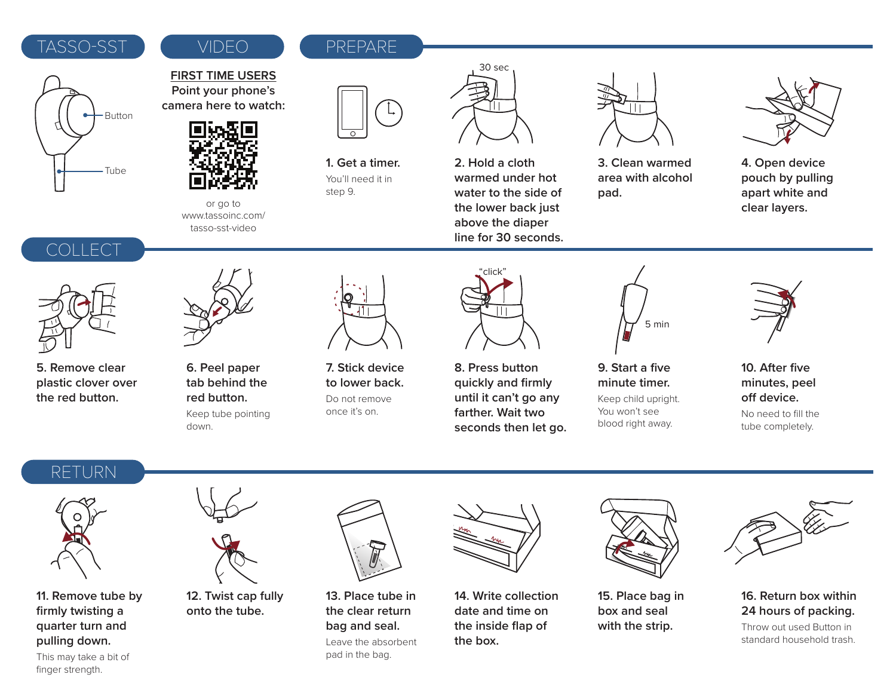## TASSO-SST

Button

Tube

## VIDEO

**FIRST TIME USERS**
Point your phone's camera here to watch:

or go to www.tassoinc.com/tasso-sst-video

## PREPARE

**1. Get a timer.**
You'll need it in step 9.

30 sec

**2. Hold a cloth warmed under hot water to the side of the lower back just above the diaper line for 30 seconds.**

**3. Clean warmed area with alcohol pad.**

**4. Open device pouch by pulling apart white and clear layers.**

## COLLECT

**5. Remove clear plastic clover over the red button.**

**6. Peel paper tab behind the red button.**
Keep tube pointing down.

**7. Stick device to lower back.**
Do not remove once it's on.

"click"

**8. Press button quickly and firmly until it can't go any farther. Wait two seconds then let go.**

5 min

**9. Start a five minute timer.**
Keep child upright. You won't see blood right away.

**10. After five minutes, peel off device.**
No need to fill the tube completely.

## RETURN

**11. Remove tube by firmly twisting a quarter turn and pulling down.**
This may take a bit of finger strength.

**12. Twist cap fully onto the tube.**

**13. Place tube in the clear return bag and seal.**
Leave the absorbent pad in the bag.

**14. Write collection date and time on the inside flap of the box.**

**15. Place bag in box and seal with the strip.**

**16. Return box within 24 hours of packing.**
Throw out used Button in standard household trash.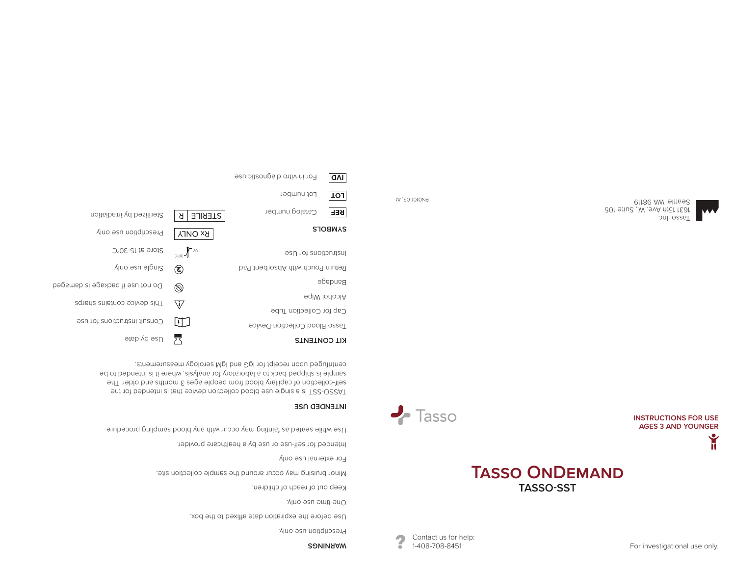# TASSO ONDEMAND

## TASSO-SST

**INSTRUCTIONS FOR USE AGES 3 AND YOUNGER**

Tasso

Contact us for help:
1-408-708-8451

For investigational use only.

Tasso, Inc.
1631 15th Ave. W., Suite 105
Seattle, WA 98119

PN0101-03, A1

## WARNINGS

Prescription use only.

Use before the expiration date affixed to the box.

One-time use only.

Keep out of reach of children.

Minor bruising may occur around the sample collection site.

For external use only.

Intended for self-use or use by a healthcare provider.

Use while seated as fainting may occur with any blood sampling procedure.

## INTENDED USE

TASSO-SST is a single use blood collection device that is intended for the self-collection of capillary blood from people ages 3 months and older. The sample is shipped back to a laboratory for analysis, where it is intended to be centrifuged upon receipt for IgG and IgM serology measurements.

## KIT CONTENTS

- Tasso Blood Collection Device
- Cap for Collection Tube
- Alcohol Wipe
- Bandage
- Return Pouch with Absorbent Pad
- Instructions for Use

## SYMBOLS

- REF — Catalog number
- LOT — Lot number
- IVD — For in vitro diagnostic use
- Use by date
- Consult instructions for use
- This device contains sharps
- Do not use if package is damaged
- Single use only
- Store at 15-30°C
- Rx ONLY — Prescription use only
- STERILE R — Sterilized by irradiation